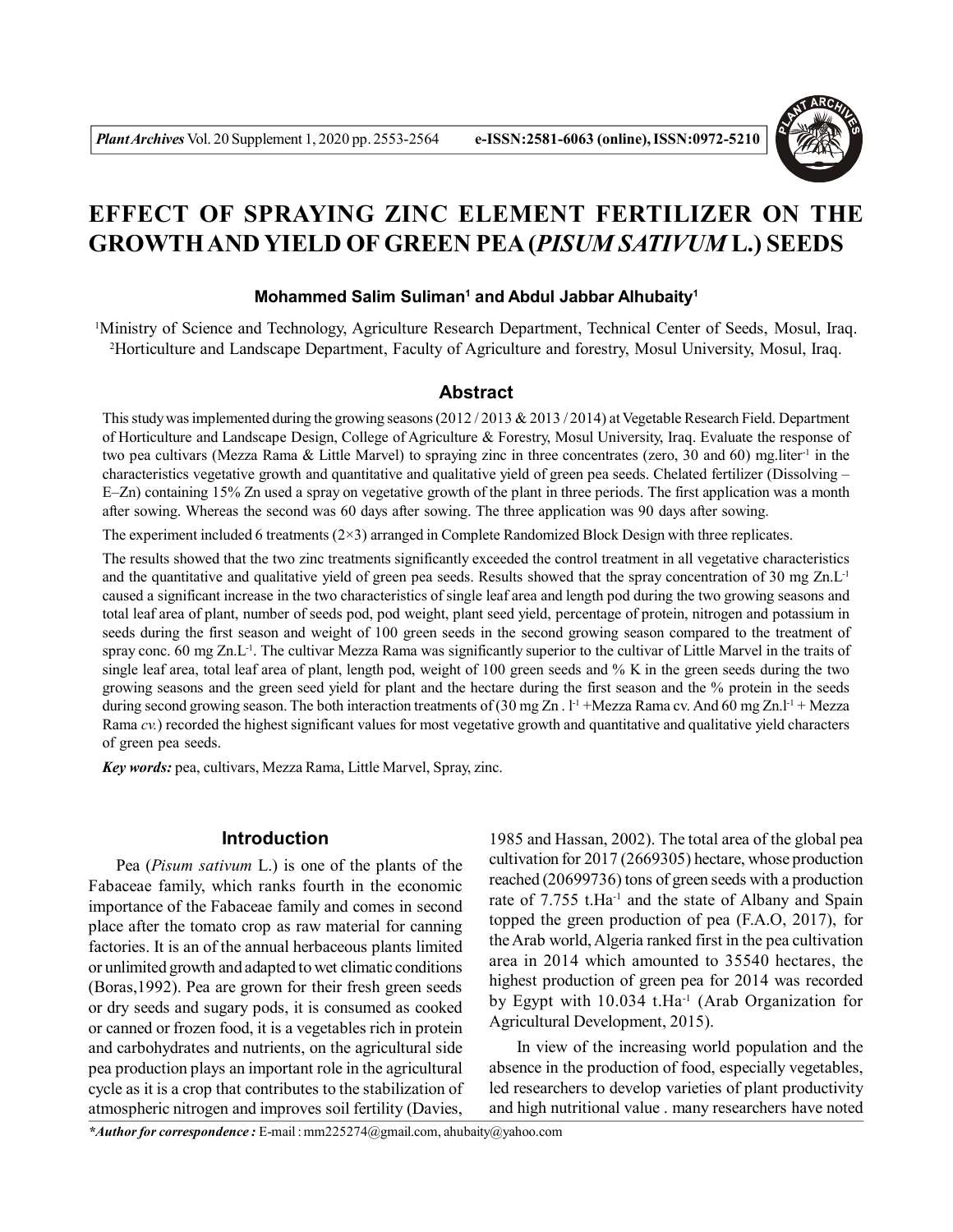# EFFECT OF SPRAYING ZINC ELEMENT FERTILIZER ON THE GROWTH AND YIELD OF GREEN PEA (*PISUM SATIVUM* L.) SEEDS

**Mohammed Salim Suliman[1] and Abdul Jabbar Alhubaity[1]**

[1]Ministry of Science and Technology, Agriculture Research Department, Technical Center of Seeds, Mosul, Iraq.
[2]Horticulture and Landscape Department, Faculty of Agriculture and forestry, Mosul University, Mosul, Iraq.

## Abstract

This study was implemented during the growing seasons (2012 / 2013 & 2013 / 2014) at Vegetable Research Field. Department of Horticulture and Landscape Design, College of Agriculture & Forestry, Mosul University, Iraq. Evaluate the response of two pea cultivars (Mezza Rama & Little Marvel) to spraying zinc in three concentrates (zero, 30 and 60) mg.liter$^{-1}$ in the characteristics vegetative growth and quantitative and qualitative yield of green pea seeds. Chelated fertilizer (Dissolving – E–Zn) containing 15% Zn used a spray on vegetative growth of the plant in three periods. The first application was a month after sowing. Whereas the second was 60 days after sowing. The three application was 90 days after sowing.

The experiment included 6 treatments (2×3) arranged in Complete Randomized Block Design with three replicates.

The results showed that the two zinc treatments significantly exceeded the control treatment in all vegetative characteristics and the quantitative and qualitative yield of green pea seeds. Results showed that the spray concentration of 30 mg Zn.L$^{-1}$ caused a significant increase in the two characteristics of single leaf area and length pod during the two growing seasons and total leaf area of plant, number of seeds pod, pod weight, plant seed yield, percentage of protein, nitrogen and potassium in seeds during the first season and weight of 100 green seeds in the second growing season compared to the treatment of spray conc. 60 mg Zn.L$^{-1}$. The cultivar Mezza Rama was significantly superior to the cultivar of Little Marvel in the traits of single leaf area, total leaf area of plant, length pod, weight of 100 green seeds and % K in the green seeds during the two growing seasons and the green seed yield for plant and the hectare during the first season and the % protein in the seeds during second growing season. The both interaction treatments of (30 mg Zn . l$^{-1}$ +Mezza Rama cv. And 60 mg Zn.l$^{-1}$ + Mezza Rama *cv.*) recorded the highest significant values for most vegetative growth and quantitative and qualitative yield characters of green pea seeds.

***Key words:*** pea, cultivars, Mezza Rama, Little Marvel, Spray, zinc.

## Introduction

Pea (*Pisum sativum* L.) is one of the plants of the Fabaceae family, which ranks fourth in the economic importance of the Fabaceae family and comes in second place after the tomato crop as raw material for canning factories. It is an of the annual herbaceous plants limited or unlimited growth and adapted to wet climatic conditions (Boras,1992). Pea are grown for their fresh green seeds or dry seeds and sugary pods, it is consumed as cooked or canned or frozen food, it is a vegetables rich in protein and carbohydrates and nutrients, on the agricultural side pea production plays an important role in the agricultural cycle as it is a crop that contributes to the stabilization of atmospheric nitrogen and improves soil fertility (Davies, 1985 and Hassan, 2002). The total area of the global pea cultivation for 2017 (2669305) hectare, whose production reached (20699736) tons of green seeds with a production rate of 7.755 t.Ha$^{-1}$ and the state of Albany and Spain topped the green production of pea (F.A.O, 2017), for the Arab world, Algeria ranked first in the pea cultivation area in 2014 which amounted to 35540 hectares, the highest production of green pea for 2014 was recorded by Egypt with 10.034 t.Ha$^{-1}$ (Arab Organization for Agricultural Development, 2015).

In view of the increasing world population and the absence in the production of food, especially vegetables, led researchers to develop varieties of plant productivity and high nutritional value . many researchers have noted

***\*Author for correspondence :*** E-mail : mm225274@gmail.com, ahubaity@yahoo.com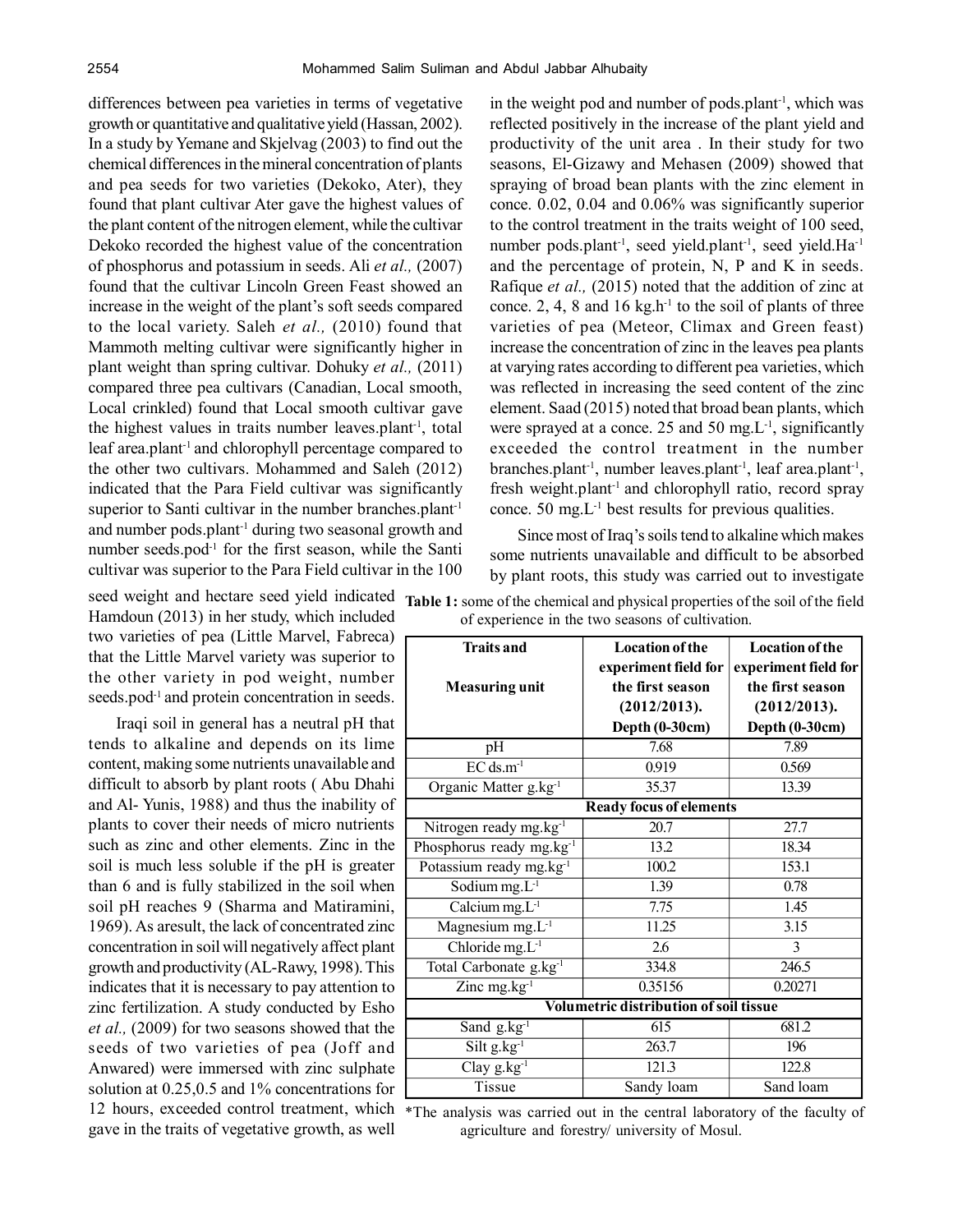differences between pea varieties in terms of vegetative growth or quantitative and qualitative yield (Hassan, 2002). In a study by Yemane and Skjelvag (2003) to find out the chemical differences in the mineral concentration of plants and pea seeds for two varieties (Dekoko, Ater), they found that plant cultivar Ater gave the highest values of the plant content of the nitrogen element, while the cultivar Dekoko recorded the highest value of the concentration of phosphorus and potassium in seeds. Ali *et al.,* (2007) found that the cultivar Lincoln Green Feast showed an increase in the weight of the plant's soft seeds compared to the local variety. Saleh *et al.,* (2010) found that Mammoth melting cultivar were significantly higher in plant weight than spring cultivar. Dohuky *et al.,* (2011) compared three pea cultivars (Canadian, Local smooth, Local crinkled) found that Local smooth cultivar gave the highest values in traits number leaves.plant$^{-1}$, total leaf area.plant$^{-1}$ and chlorophyll percentage compared to the other two cultivars. Mohammed and Saleh (2012) indicated that the Para Field cultivar was significantly superior to Santi cultivar in the number branches.plant$^{-1}$ and number pods.plant$^{-1}$ during two seasonal growth and number seeds.pod$^{-1}$ for the first season, while the Santi cultivar was superior to the Para Field cultivar in the 100 seed weight and hectare seed yield indicated Hamdoun (2013) in her study, which included two varieties of pea (Little Marvel, Fabreca) that the Little Marvel variety was superior to the other variety in pod weight, number seeds.pod$^{-1}$ and protein concentration in seeds.

Iraqi soil in general has a neutral pH that tends to alkaline and depends on its lime content, making some nutrients unavailable and difficult to absorb by plant roots ( Abu Dhahi and Al- Yunis, 1988) and thus the inability of plants to cover their needs of micro nutrients such as zinc and other elements. Zinc in the soil is much less soluble if the pH is greater than 6 and is fully stabilized in the soil when soil pH reaches 9 (Sharma and Matiramini, 1969). As aresult, the lack of concentrated zinc concentration in soil will negatively affect plant growth and productivity (AL-Rawy, 1998). This indicates that it is necessary to pay attention to zinc fertilization. A study conducted by Esho *et al.,* (2009) for two seasons showed that the seeds of two varieties of pea (Joff and Anwared) were immersed with zinc sulphate solution at 0.25,0.5 and 1% concentrations for 12 hours, exceeded control treatment, which gave in the traits of vegetative growth, as well in the weight pod and number of pods.plant$^{-1}$, which was reflected positively in the increase of the plant yield and productivity of the unit area . In their study for two seasons, El-Gizawy and Mehasen (2009) showed that spraying of broad bean plants with the zinc element in conce. 0.02, 0.04 and 0.06% was significantly superior to the control treatment in the traits weight of 100 seed, number pods.plant$^{-1}$, seed yield.plant$^{-1}$, seed yield.Ha$^{-1}$ and the percentage of protein, N, P and K in seeds. Rafique *et al.,* (2015) noted that the addition of zinc at conce. 2, 4, 8 and 16 kg.h$^{-1}$ to the soil of plants of three varieties of pea (Meteor, Climax and Green feast) increase the concentration of zinc in the leaves pea plants at varying rates according to different pea varieties, which was reflected in increasing the seed content of the zinc element. Saad (2015) noted that broad bean plants, which were sprayed at a conce. 25 and 50 mg.L$^{-1}$, significantly exceeded the control treatment in the number branches.plant$^{-1}$, number leaves.plant$^{-1}$, leaf area.plant$^{-1}$, fresh weight.plant$^{-1}$ and chlorophyll ratio, record spray conce. 50 mg.L$^{-1}$ best results for previous qualities.

Since most of Iraq's soils tend to alkaline which makes some nutrients unavailable and difficult to be absorbed by plant roots, this study was carried out to investigate

**Table 1:** some of the chemical and physical properties of the soil of the field of experience in the two seasons of cultivation.

| Traits and Measuring unit | Location of the experiment field for the first season (2012/2013). Depth (0-30cm) | Location of the experiment field for the first season (2012/2013). Depth (0-30cm) |
|---|---|---|
| pH | 7.68 | 7.89 |
| EC ds.m$^{-1}$ | 0.919 | 0.569 |
| Organic Matter g.kg$^{-1}$ | 35.37 | 13.39 |
| **Ready focus of elements** | | |
| Nitrogen ready mg.kg$^{-1}$ | 20.7 | 27.7 |
| Phosphorus ready mg.kg$^{-1}$ | 13.2 | 18.34 |
| Potassium ready mg.kg$^{-1}$ | 100.2 | 153.1 |
| Sodium mg.L$^{-1}$ | 1.39 | 0.78 |
| Calcium mg.L$^{-1}$ | 7.75 | 1.45 |
| Magnesium mg.L$^{-1}$ | 11.25 | 3.15 |
| Chloride mg.L$^{-1}$ | 2.6 | 3 |
| Total Carbonate g.kg$^{-1}$ | 334.8 | 246.5 |
| Zinc mg.kg$^{-1}$ | 0.35156 | 0.20271 |
| **Volumetric distribution of soil tissue** | | |
| Sand g.kg$^{-1}$ | 615 | 681.2 |
| Silt g.kg$^{-1}$ | 263.7 | 196 |
| Clay g.kg$^{-1}$ | 121.3 | 122.8 |
| Tissue | Sandy loam | Sand loam |

*The analysis was carried out in the central laboratory of the faculty of agriculture and forestry/ university of Mosul.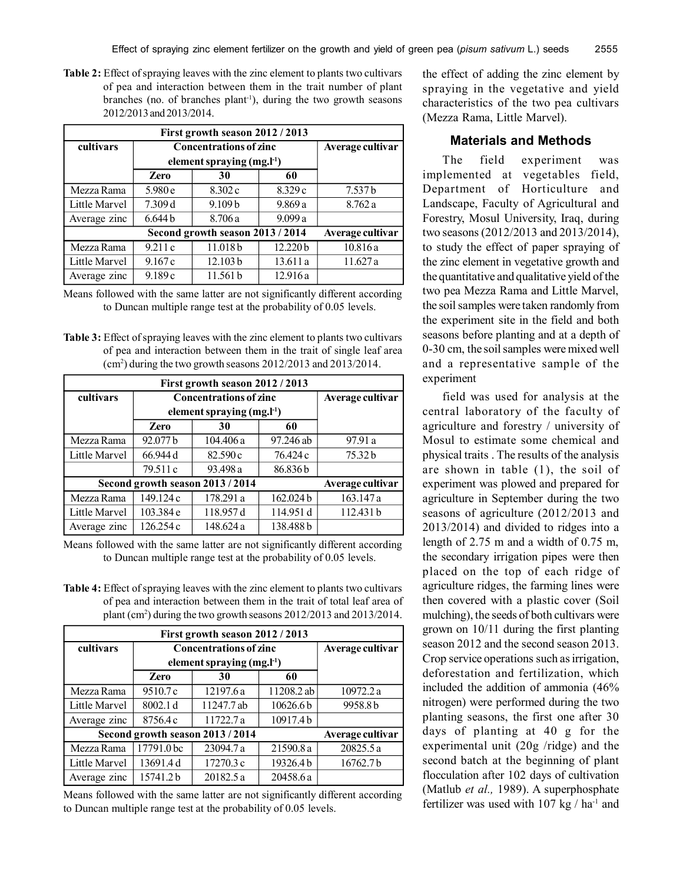**Table 2:** Effect of spraying leaves with the zinc element to plants two cultivars of pea and interaction between them in the trait number of plant branches (no. of branches plant$^{-1}$), during the two growth seasons 2012/2013 and 2013/2014.

| First growth season 2012 / 2013 | | | | |
|---|---|---|---|---|
| cultivars | Concentrations of zinc element spraying (mg.l$^{-1}$) | | | Average cultivar |
| | Zero | 30 | 60 | |
| Mezza Rama | 5.980 e | 8.302 c | 8.329 c | 7.537 b |
| Little Marvel | 7.309 d | 9.109 b | 9.869 a | 8.762 a |
| Average zinc | 6.644 b | 8.706 a | 9.099 a | |
| | Second growth season 2013 / 2014 | | | Average cultivar |
| Mezza Rama | 9.211 c | 11.018 b | 12.220 b | 10.816 a |
| Little Marvel | 9.167 c | 12.103 b | 13.611 a | 11.627 a |
| Average zinc | 9.189 c | 11.561 b | 12.916 a | |

Means followed with the same latter are not significantly different according to Duncan multiple range test at the probability of 0.05 levels.

**Table 3:** Effect of spraying leaves with the zinc element to plants two cultivars of pea and interaction between them in the trait of single leaf area (cm$^2$) during the two growth seasons 2012/2013 and 2013/2014.

| First growth season 2012 / 2013 | | | | |
|---|---|---|---|---|
| cultivars | Concentrations of zinc element spraying (mg.l$^{-1}$) | | | Average cultivar |
| | Zero | 30 | 60 | |
| Mezza Rama | 92.077 b | 104.406 a | 97.246 ab | 97.91 a |
| Little Marvel | 66.944 d | 82.590 c | 76.424 c | 75.32 b |
| | 79.511 c | 93.498 a | 86.836 b | |
| Second growth season 2013 / 2014 | | | | Average cultivar |
| Mezza Rama | 149.124 c | 178.291 a | 162.024 b | 163.147 a |
| Little Marvel | 103.384 e | 118.957 d | 114.951 d | 112.431 b |
| Average zinc | 126.254 c | 148.624 a | 138.488 b | |

Means followed with the same latter are not significantly different according to Duncan multiple range test at the probability of 0.05 levels.

**Table 4:** Effect of spraying leaves with the zinc element to plants two cultivars of pea and interaction between them in the trait of total leaf area of plant (cm$^2$) during the two growth seasons 2012/2013 and 2013/2014.

| First growth season 2012 / 2013 | | | | |
|---|---|---|---|---|
| cultivars | Concentrations of zinc element spraying (mg.l$^{-1}$) | | | Average cultivar |
| | Zero | 30 | 60 | |
| Mezza Rama | 9510.7 c | 12197.6 a | 11208.2 ab | 10972.2 a |
| Little Marvel | 8002.1 d | 11247.7 ab | 10626.6 b | 9958.8 b |
| Average zinc | 8756.4 c | 11722.7 a | 10917.4 b | |
| Second growth season 2013 / 2014 | | | | Average cultivar |
| Mezza Rama | 17791.0 bc | 23094.7 a | 21590.8 a | 20825.5 a |
| Little Marvel | 13691.4 d | 17270.3 c | 19326.4 b | 16762.7 b |
| Average zinc | 15741.2 b | 20182.5 a | 20458.6 a | |

Means followed with the same latter are not significantly different according to Duncan multiple range test at the probability of 0.05 levels.

the effect of adding the zinc element by spraying in the vegetative and yield characteristics of the two pea cultivars (Mezza Rama, Little Marvel).

## Materials and Methods

The field experiment was implemented at vegetables field, Department of Horticulture and Landscape, Faculty of Agricultural and Forestry, Mosul University, Iraq, during two seasons (2012/2013 and 2013/2014), to study the effect of paper spraying of the zinc element in vegetative growth and the quantitative and qualitative yield of the two pea Mezza Rama and Little Marvel, the soil samples were taken randomly from the experiment site in the field and both seasons before planting and at a depth of 0-30 cm, the soil samples were mixed well and a representative sample of the experiment

field was used for analysis at the central laboratory of the faculty of agriculture and forestry / university of Mosul to estimate some chemical and physical traits . The results of the analysis are shown in table (1), the soil of experiment was plowed and prepared for agriculture in September during the two seasons of agriculture (2012/2013 and 2013/2014) and divided to ridges into a length of 2.75 m and a width of 0.75 m, the secondary irrigation pipes were then placed on the top of each ridge of agriculture ridges, the farming lines were then covered with a plastic cover (Soil mulching), the seeds of both cultivars were grown on 10/11 during the first planting season 2012 and the second season 2013. Crop service operations such as irrigation, deforestation and fertilization, which included the addition of ammonia (46% nitrogen) were performed during the two planting seasons, the first one after 30 days of planting at 40 g for the experimental unit (20g /ridge) and the second batch at the beginning of plant flocculation after 102 days of cultivation (Matlub *et al.,* 1989). A superphosphate fertilizer was used with 107 kg / ha$^{-1}$ and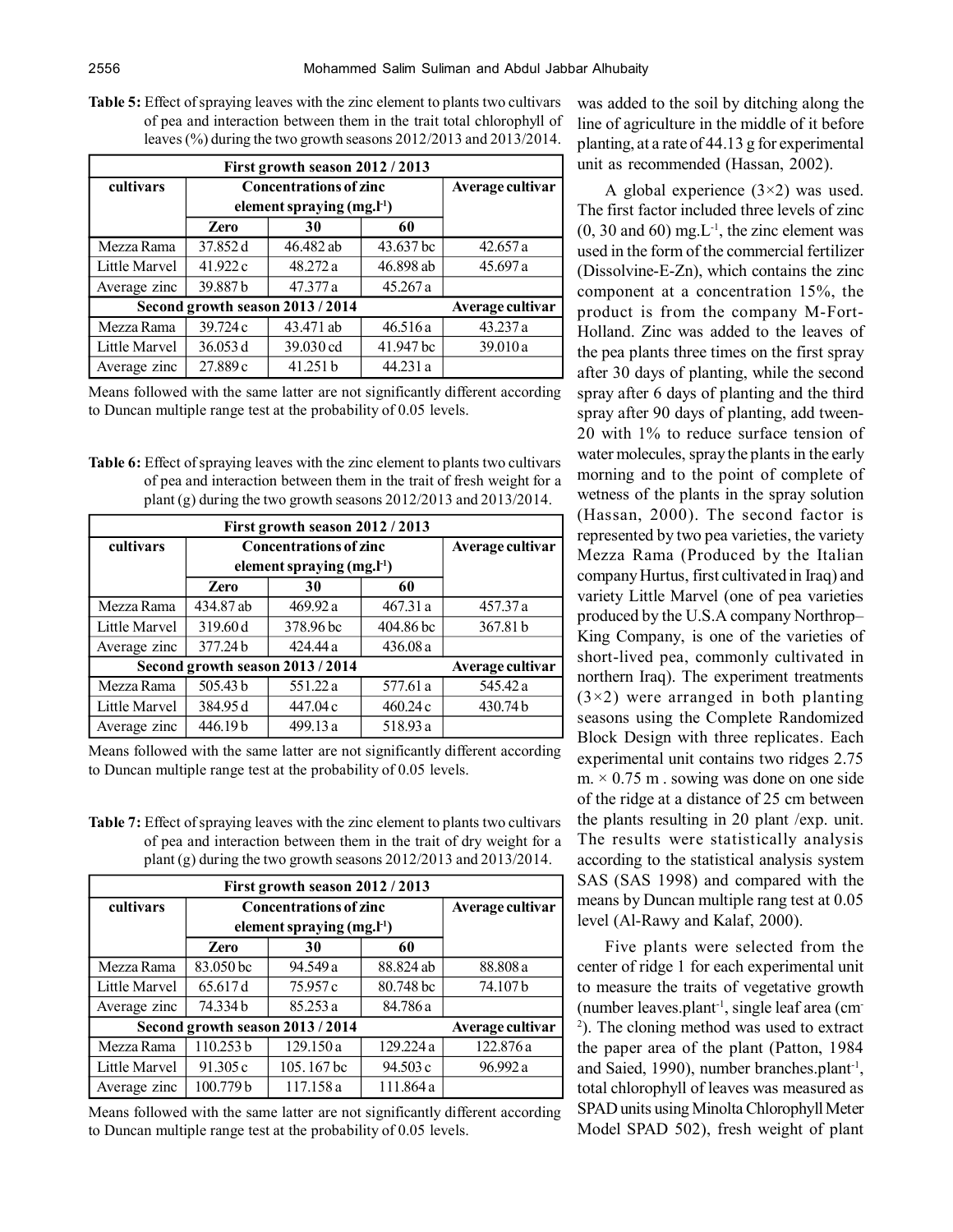**Table 5:** Effect of spraying leaves with the zinc element to plants two cultivars of pea and interaction between them in the trait total chlorophyll of leaves (%) during the two growth seasons 2012/2013 and 2013/2014.

| First growth season 2012 / 2013 | | | | |
|---|---|---|---|---|
| cultivars | Concentrations of zinc element spraying (mg.l$^{-1}$) | | | Average cultivar |
| | Zero | 30 | 60 | |
| Mezza Rama | 37.852 d | 46.482 ab | 43.637 bc | 42.657 a |
| Little Marvel | 41.922 c | 48.272 a | 46.898 ab | 45.697 a |
| Average zinc | 39.887 b | 47.377 a | 45.267 a | |
| Second growth season 2013 / 2014 | | | | Average cultivar |
| Mezza Rama | 39.724 c | 43.471 ab | 46.516 a | 43.237 a |
| Little Marvel | 36.053 d | 39.030 cd | 41.947 bc | 39.010 a |
| Average zinc | 27.889 c | 41.251 b | 44.231 a | |

Means followed with the same latter are not significantly different according to Duncan multiple range test at the probability of 0.05 levels.

**Table 6:** Effect of spraying leaves with the zinc element to plants two cultivars of pea and interaction between them in the trait of fresh weight for a plant (g) during the two growth seasons 2012/2013 and 2013/2014.

| First growth season 2012 / 2013 | | | | |
|---|---|---|---|---|
| cultivars | Concentrations of zinc element spraying (mg.l$^{-1}$) | | | Average cultivar |
| | Zero | 30 | 60 | |
| Mezza Rama | 434.87 ab | 469.92 a | 467.31 a | 457.37 a |
| Little Marvel | 319.60 d | 378.96 bc | 404.86 bc | 367.81 b |
| Average zinc | 377.24 b | 424.44 a | 436.08 a | |
| Second growth season 2013 / 2014 | | | | Average cultivar |
| Mezza Rama | 505.43 b | 551.22 a | 577.61 a | 545.42 a |
| Little Marvel | 384.95 d | 447.04 c | 460.24 c | 430.74 b |
| Average zinc | 446.19 b | 499.13 a | 518.93 a | |

Means followed with the same latter are not significantly different according to Duncan multiple range test at the probability of 0.05 levels.

**Table 7:** Effect of spraying leaves with the zinc element to plants two cultivars of pea and interaction between them in the trait of dry weight for a plant (g) during the two growth seasons 2012/2013 and 2013/2014.

| First growth season 2012 / 2013 | | | | |
|---|---|---|---|---|
| cultivars | Concentrations of zinc element spraying (mg.l$^{-1}$) | | | Average cultivar |
| | Zero | 30 | 60 | |
| Mezza Rama | 83.050 bc | 94.549 a | 88.824 ab | 88.808 a |
| Little Marvel | 65.617 d | 75.957 c | 80.748 bc | 74.107 b |
| Average zinc | 74.334 b | 85.253 a | 84.786 a | |
| Second growth season 2013 / 2014 | | | | Average cultivar |
| Mezza Rama | 110.253 b | 129.150 a | 129.224 a | 122.876 a |
| Little Marvel | 91.305 c | 105. 167 bc | 94.503 c | 96.992 a |
| Average zinc | 100.779 b | 117.158 a | 111.864 a | |

Means followed with the same latter are not significantly different according to Duncan multiple range test at the probability of 0.05 levels.

was added to the soil by ditching along the line of agriculture in the middle of it before planting, at a rate of 44.13 g for experimental unit as recommended (Hassan, 2002).

A global experience (3×2) was used. The first factor included three levels of zinc (0, 30 and 60) mg.L$^{-1}$, the zinc element was used in the form of the commercial fertilizer (Dissolvine-E-Zn), which contains the zinc component at a concentration 15%, the product is from the company M-Fort-Holland. Zinc was added to the leaves of the pea plants three times on the first spray after 30 days of planting, while the second spray after 6 days of planting and the third spray after 90 days of planting, add tween-20 with 1% to reduce surface tension of water molecules, spray the plants in the early morning and to the point of complete of wetness of the plants in the spray solution (Hassan, 2000). The second factor is represented by two pea varieties, the variety Mezza Rama (Produced by the Italian company Hurtus, first cultivated in Iraq) and variety Little Marvel (one of pea varieties produced by the U.S.A company Northrop–King Company, is one of the varieties of short-lived pea, commonly cultivated in northern Iraq). The experiment treatments (3×2) were arranged in both planting seasons using the Complete Randomized Block Design with three replicates. Each experimental unit contains two ridges 2.75 m. × 0.75 m . sowing was done on one side of the ridge at a distance of 25 cm between the plants resulting in 20 plant /exp. unit. The results were statistically analysis according to the statistical analysis system SAS (SAS 1998) and compared with the means by Duncan multiple rang test at 0.05 level (Al-Rawy and Kalaf, 2000).

Five plants were selected from the center of ridge 1 for each experimental unit to measure the traits of vegetative growth (number leaves.plant$^{-1}$, single leaf area (cm$^{-2}$). The cloning method was used to extract the paper area of the plant (Patton, 1984 and Saied, 1990), number branches.plant$^{-1}$, total chlorophyll of leaves was measured as SPAD units using Minolta Chlorophyll Meter Model SPAD 502), fresh weight of plant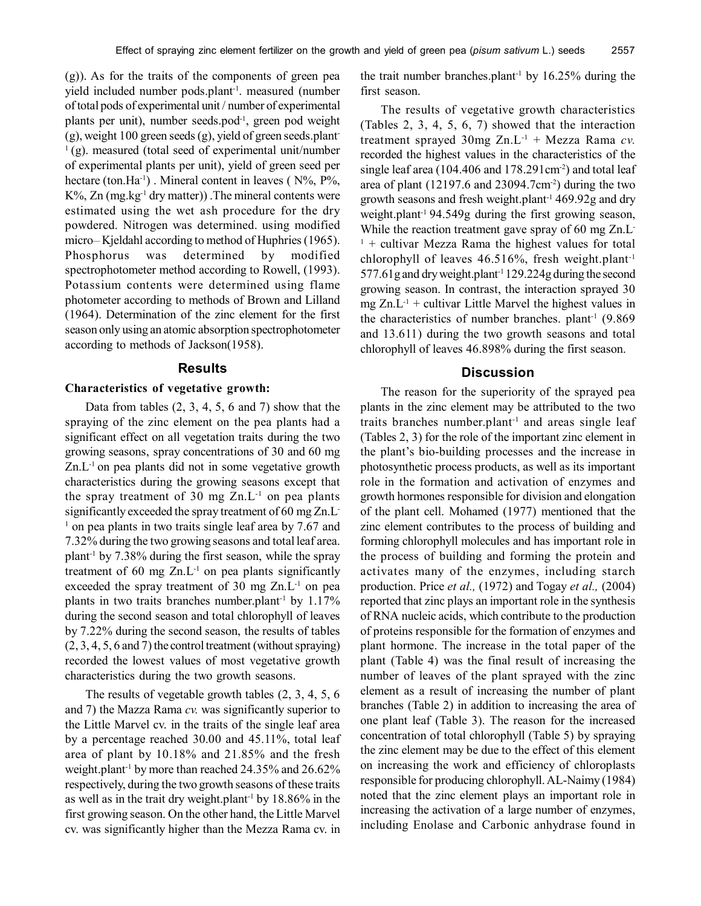(g)). As for the traits of the components of green pea yield included number pods.plant$^{-1}$. measured (number of total pods of experimental unit / number of experimental plants per unit), number seeds.pod$^{-1}$, green pod weight (g), weight 100 green seeds (g), yield of green seeds.plant$^{-1}$ (g). measured (total seed of experimental unit/number of experimental plants per unit), yield of green seed per hectare (ton.Ha$^{-1}$) . Mineral content in leaves ( N%, P%, K%, Zn (mg.kg$^{-1}$ dry matter)) .The mineral contents were estimated using the wet ash procedure for the dry powdered. Nitrogen was determined. using modified micro– Kjeldahl according to method of Huphries (1965). Phosphorus was determined by modified spectrophotometer method according to Rowell, (1993). Potassium contents were determined using flame photometer according to methods of Brown and Lilland (1964). Determination of the zinc element for the first season only using an atomic absorption spectrophotometer according to methods of Jackson(1958).

## Results

### Characteristics of vegetative growth:

Data from tables (2, 3, 4, 5, 6 and 7) show that the spraying of the zinc element on the pea plants had a significant effect on all vegetation traits during the two growing seasons, spray concentrations of 30 and 60 mg Zn.L$^{-1}$ on pea plants did not in some vegetative growth characteristics during the growing seasons except that the spray treatment of 30 mg Zn.L$^{-1}$ on pea plants significantly exceeded the spray treatment of 60 mg Zn.L$^{-1}$ on pea plants in two traits single leaf area by 7.67 and 7.32% during the two growing seasons and total leaf area. plant$^{-1}$ by 7.38% during the first season, while the spray treatment of 60 mg Zn.L$^{-1}$ on pea plants significantly exceeded the spray treatment of 30 mg Zn.L$^{-1}$ on pea plants in two traits branches number.plant$^{-1}$ by 1.17% during the second season and total chlorophyll of leaves by 7.22% during the second season, the results of tables (2, 3, 4, 5, 6 and 7) the control treatment (without spraying) recorded the lowest values of most vegetative growth characteristics during the two growth seasons.

The results of vegetable growth tables (2, 3, 4, 5, 6 and 7) the Mazza Rama *cv.* was significantly superior to the Little Marvel cv. in the traits of the single leaf area by a percentage reached 30.00 and 45.11%, total leaf area of plant by 10.18% and 21.85% and the fresh weight.plant$^{-1}$ by more than reached 24.35% and 26.62% respectively, during the two growth seasons of these traits as well as in the trait dry weight.plant$^{-1}$ by 18.86% in the first growing season. On the other hand, the Little Marvel cv. was significantly higher than the Mezza Rama cv. in the trait number branches.plant$^{-1}$ by 16.25% during the first season.

The results of vegetative growth characteristics (Tables 2, 3, 4, 5, 6, 7) showed that the interaction treatment sprayed 30mg Zn.L$^{-1}$ + Mezza Rama *cv.* recorded the highest values in the characteristics of the single leaf area (104.406 and 178.291cm$^{-2}$) and total leaf area of plant (12197.6 and 23094.7cm$^{-2}$) during the two growth seasons and fresh weight.plant$^{-1}$ 469.92g and dry weight.plant$^{-1}$ 94.549g during the first growing season, While the reaction treatment gave spray of 60 mg Zn.L$^{-1}$ + cultivar Mezza Rama the highest values for total chlorophyll of leaves 46.516%, fresh weight.plant$^{-1}$ 577.61g and dry weight.plant$^{-1}$ 129.224g during the second growing season. In contrast, the interaction sprayed 30 mg Zn.L$^{-1}$ + cultivar Little Marvel the highest values in the characteristics of number branches. plant$^{-1}$ (9.869 and 13.611) during the two growth seasons and total chlorophyll of leaves 46.898% during the first season.

## Discussion

The reason for the superiority of the sprayed pea plants in the zinc element may be attributed to the two traits branches number.plant$^{-1}$ and areas single leaf (Tables 2, 3) for the role of the important zinc element in the plant's bio-building processes and the increase in photosynthetic process products, as well as its important role in the formation and activation of enzymes and growth hormones responsible for division and elongation of the plant cell. Mohamed (1977) mentioned that the zinc element contributes to the process of building and forming chlorophyll molecules and has important role in the process of building and forming the protein and activates many of the enzymes, including starch production. Price *et al.,* (1972) and Togay *et al.,* (2004) reported that zinc plays an important role in the synthesis of RNA nucleic acids, which contribute to the production of proteins responsible for the formation of enzymes and plant hormone. The increase in the total paper of the plant (Table 4) was the final result of increasing the number of leaves of the plant sprayed with the zinc element as a result of increasing the number of plant branches (Table 2) in addition to increasing the area of one plant leaf (Table 3). The reason for the increased concentration of total chlorophyll (Table 5) by spraying the zinc element may be due to the effect of this element on increasing the work and efficiency of chloroplasts responsible for producing chlorophyll. AL-Naimy (1984) noted that the zinc element plays an important role in increasing the activation of a large number of enzymes, including Enolase and Carbonic anhydrase found in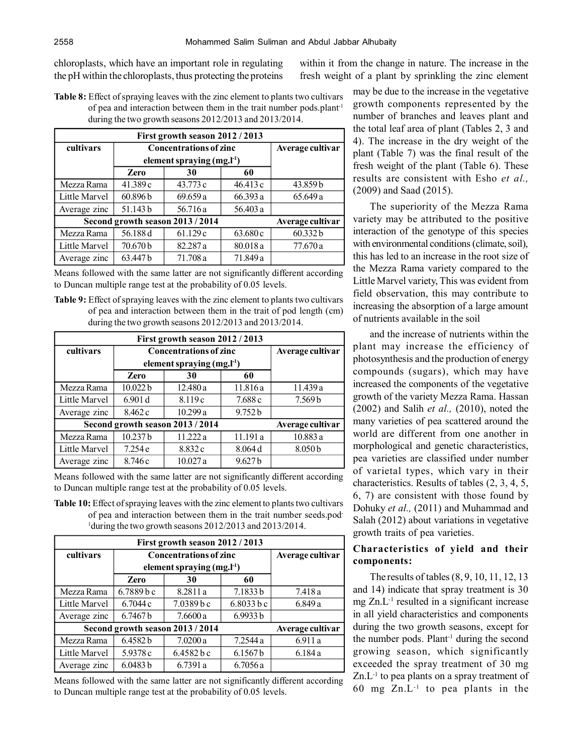chloroplasts, which have an important role in regulating the pH within the chloroplasts, thus protecting the proteins within it from the change in nature. The increase in the fresh weight of a plant by sprinkling the zinc element may be due to the increase in the vegetative growth components represented by the number of branches and leaves plant and the total leaf area of plant (Tables 2, 3 and 4). The increase in the dry weight of the plant (Table 7) was the final result of the fresh weight of the plant (Table 6). These results are consistent with Esho *et al.,* (2009) and Saad (2015).

**Table 8:** Effect of spraying leaves with the zinc element to plants two cultivars of pea and interaction between them in the trait number pods.plant$^{-1}$ during the two growth seasons 2012/2013 and 2013/2014.

| First growth season 2012 / 2013 | | | | |
|---|---|---|---|---|
| cultivars | Concentrations of zinc element spraying (mg.l$^{-1}$) | | | Average cultivar |
| | Zero | 30 | 60 | |
| Mezza Rama | 41.389 c | 43.773 c | 46.413 c | 43.859 b |
| Little Marvel | 60.896 b | 69.659 a | 66.393 a | 65.649 a |
| Average zinc | 51.143 b | 56.716 a | 56.403 a | |
| Second growth season 2013 / 2014 | | | | Average cultivar |
| Mezza Rama | 56.188 d | 61.129 c | 63.680 c | 60.332 b |
| Little Marvel | 70.670 b | 82.287 a | 80.018 a | 77.670 a |
| Average zinc | 63.447 b | 71.708 a | 71.849 a | |

Means followed with the same latter are not significantly different according to Duncan multiple range test at the probability of 0.05 levels.

**Table 9:** Effect of spraying leaves with the zinc element to plants two cultivars of pea and interaction between them in the trait of pod length (cm) during the two growth seasons 2012/2013 and 2013/2014.

| First growth season 2012 / 2013 | | | | |
|---|---|---|---|---|
| cultivars | Concentrations of zinc element spraying (mg.l$^{-1}$) | | | Average cultivar |
| | Zero | 30 | 60 | |
| Mezza Rama | 10.022 b | 12.480 a | 11.816 a | 11.439 a |
| Little Marvel | 6.901 d | 8.119 c | 7.688 c | 7.569 b |
| Average zinc | 8.462 c | 10.299 a | 9.752 b | |
| Second growth season 2013 / 2014 | | | | Average cultivar |
| Mezza Rama | 10.237 b | 11.222 a | 11.191 a | 10.883 a |
| Little Marvel | 7.254 e | 8.832 c | 8.064 d | 8.050 b |
| Average zinc | 8.746 c | 10.027 a | 9.627 b | |

Means followed with the same latter are not significantly different according to Duncan multiple range test at the probability of 0.05 levels.

**Table 10:** Effect of spraying leaves with the zinc element to plants two cultivars of pea and interaction between them in the trait number seeds.pod$^{-1}$ during the two growth seasons 2012/2013 and 2013/2014.

| First growth season 2012 / 2013 | | | | |
|---|---|---|---|---|
| cultivars | Concentrations of zinc element spraying (mg.l$^{-1}$) | | | Average cultivar |
| | Zero | 30 | 60 | |
| Mezza Rama | 6.7889 b c | 8.2811 a | 7.1833 b | 7.418 a |
| Little Marvel | 6.7044 c | 7.0389 b c | 6.8033 b c | 6.849 a |
| Average zinc | 6.7467 b | 7.6600 a | 6.9933 b | |
| Second growth season 2013 / 2014 | | | | Average cultivar |
| Mezza Rama | 6.4582 b | 7.0200 a | 7.2544 a | 6.911 a |
| Little Marvel | 5.9378 c | 6.4582 b c | 6.1567 b | 6.184 a |
| Average zinc | 6.0483 b | 6.7391 a | 6.7056 a | |

Means followed with the same latter are not significantly different according to Duncan multiple range test at the probability of 0.05 levels.

The superiority of the Mezza Rama variety may be attributed to the positive interaction of the genotype of this species with environmental conditions (climate, soil), this has led to an increase in the root size of the Mezza Rama variety compared to the Little Marvel variety, This was evident from field observation, this may contribute to increasing the absorption of a large amount of nutrients available in the soil

and the increase of nutrients within the plant may increase the efficiency of photosynthesis and the production of energy compounds (sugars), which may have increased the components of the vegetative growth of the variety Mezza Rama. Hassan (2002) and Salih *et al.,* (2010), noted the many varieties of pea scattered around the world are different from one another in morphological and genetic characteristics, pea varieties are classified under number of varietal types, which vary in their characteristics. Results of tables (2, 3, 4, 5, 6, 7) are consistent with those found by Dohuky *et al.,* (2011) and Muhammad and Salah (2012) about variations in vegetative growth traits of pea varieties.

## Characteristics of yield and their components:

The results of tables (8, 9, 10, 11, 12, 13 and 14) indicate that spray treatment is 30 mg Zn.L$^{-1}$ resulted in a significant increase in all yield characteristics and components during the two growth seasons, except for the number pods. Plant$^{-1}$ during the second growing season, which significantly exceeded the spray treatment of 30 mg Zn.L$^{-1}$ to pea plants on a spray treatment of 60 mg Zn.L$^{-1}$ to pea plants in the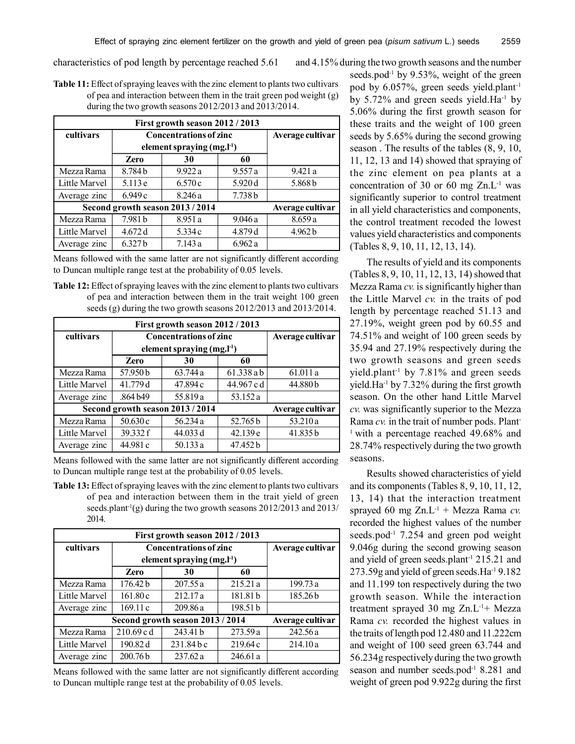characteristics of pod length by percentage reached 5.61 and 4.15% during the two growth seasons and the number seeds.pod$^{-1}$ by 9.53%, weight of the green pod by 6.057%, green seeds yield.plant$^{-1}$ by 5.72% and green seeds yield.Ha$^{-1}$ by 5.06% during the first growth season for these traits and the weight of 100 green seeds by 5.65% during the second growing season . The results of the tables (8, 9, 10, 11, 12, 13 and 14) showed that spraying of the zinc element on pea plants at a concentration of 30 or 60 mg Zn.L$^{-1}$ was significantly superior to control treatment in all yield characteristics and components, the control treatment recoded the lowest values yield characteristics and components (Tables 8, 9, 10, 11, 12, 13, 14).

**Table 11:** Effect of spraying leaves with the zinc element to plants two cultivars of pea and interaction between them in the trait green pod weight (g) during the two growth seasons 2012/2013 and 2013/2014.

| First growth season 2012 / 2013 | | | | |
|---|---|---|---|---|
| cultivars | Concentrations of zinc element spraying (mg.l$^{-1}$) | | | Average cultivar |
| | Zero | 30 | 60 | |
| Mezza Rama | 8.784 b | 9.922 a | 9.557 a | 9.421 a |
| Little Marvel | 5.113 e | 6.570 c | 5.920 d | 5.868 b |
| Average zinc | 6.949 c | 8.246 a | 7.738 b | |
| **Second growth season 2013 / 2014** | | | | **Average cultivar** |
| Mezza Rama | 7.981 b | 8.951 a | 9.046 a | 8.659 a |
| Little Marvel | 4.672 d | 5.334 c | 4.879 d | 4.962 b |
| Average zinc | 6.327 b | 7.143 a | 6.962 a | |

Means followed with the same latter are not significantly different according to Duncan multiple range test at the probability of 0.05 levels.

**Table 12:** Effect of spraying leaves with the zinc element to plants two cultivars of pea and interaction between them in the trait weight 100 green seeds (g) during the two growth seasons 2012/2013 and 2013/2014.

| First growth season 2012 / 2013 | | | | |
|---|---|---|---|---|
| cultivars | Concentrations of zinc element spraying (mg.l$^{-1}$) | | | Average cultivar |
| | Zero | 30 | 60 | |
| Mezza Rama | 57.950 b | 63.744 a | 61.338 a b | 61.011 a |
| Little Marvel | 41.779 d | 47.894 c | 44.967 c d | 44.880 b |
| Average zinc | .864 b49 | 55.819 a | 53.152 a | |
| **Second growth season 2013 / 2014** | | | | **Average cultivar** |
| Mezza Rama | 50.630 c | 56.234 a | 52.765 b | 53.210 a |
| Little Marvel | 39.332 f | 44.033 d | 42.139 e | 41.835 b |
| Average zinc | 44.981 c | 50.133 a | 47.452 b | |

Means followed with the same latter are not significantly different according to Duncan multiple range test at the probability of 0.05 levels.

**Table 13:** Effect of spraying leaves with the zinc element to plants two cultivars of pea and interaction between them in the trait yield of green seeds.plant$^{-1}$(g) during the two growth seasons 2012/2013 and 2013/2014.

| First growth season 2012 / 2013 | | | | |
|---|---|---|---|---|
| cultivars | Concentrations of zinc element spraying (mg.l$^{-1}$) | | | Average cultivar |
| | Zero | 30 | 60 | |
| Mezza Rama | 176.42 b | 207.55 a | 215.21 a | 199.73 a |
| Little Marvel | 161.80 c | 212.17 a | 181.81 b | 185.26 b |
| Average zinc | 169.11 c | 209.86 a | 198.51 b | |
| **Second growth season 2013 / 2014** | | | | **Average cultivar** |
| Mezza Rama | 210.69 c d | 243.41 b | 273.59 a | 242.56 a |
| Little Marvel | 190.82 d | 231.84 b c | 219.64 c | 214.10 a |
| Average zinc | 200.76 b | 237.62 a | 246.61 a | |

Means followed with the same latter are not significantly different according to Duncan multiple range test at the probability of 0.05 levels.

The results of yield and its components (Tables 8, 9, 10, 11, 12, 13, 14) showed that Mezza Rama *cv.* is significantly higher than the Little Marvel *cv.* in the traits of pod length by percentage reached 51.13 and 27.19%, weight green pod by 60.55 and 74.51% and weight of 100 green seeds by 35.94 and 27.19% respectively during the two growth seasons and green seeds yield.plant$^{-1}$ by 7.81% and green seeds yield.Ha$^{-1}$ by 7.32% during the first growth season. On the other hand Little Marvel *cv.* was significantly superior to the Mezza Rama *cv.* in the trait of number pods. Plant$^{-1}$ with a percentage reached 49.68% and 28.74% respectively during the two growth seasons.

Results showed characteristics of yield and its components (Tables 8, 9, 10, 11, 12, 13, 14) that the interaction treatment sprayed 60 mg Zn.L$^{-1}$ + Mezza Rama *cv.* recorded the highest values of the number seeds.pod$^{-1}$ 7.254 and green pod weight 9.046g during the second growing season and yield of green seeds.plant$^{-1}$ 215.21 and 273.59g and yield of green seeds.Ha$^{-1}$ 9.182 and 11.199 ton respectively during the two growth season. While the interaction treatment sprayed 30 mg Zn.L$^{-1}$+ Mezza Rama *cv.* recorded the highest values in the traits of length pod 12.480 and 11.222cm and weight of 100 seed green 63.744 and 56.234g respectively during the two growth season and number seeds.pod$^{-1}$ 8.281 and weight of green pod 9.922g during the first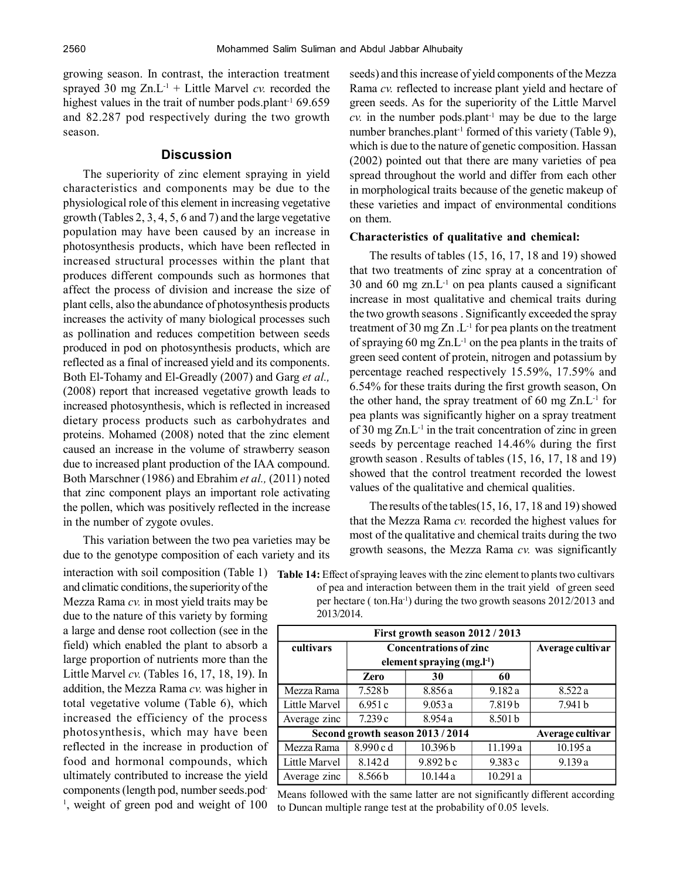growing season. In contrast, the interaction treatment sprayed 30 mg $Zn.L^{-1}$ + Little Marvel *cv.* recorded the highest values in the trait of number $pods.plant^{-1}$ 69.659 and 82.287 pod respectively during the two growth season.

## Discussion

The superiority of zinc element spraying in yield characteristics and components may be due to the physiological role of this element in increasing vegetative growth (Tables 2, 3, 4, 5, 6 and 7) and the large vegetative population may have been caused by an increase in photosynthesis products, which have been reflected in increased structural processes within the plant that produces different compounds such as hormones that affect the process of division and increase the size of plant cells, also the abundance of photosynthesis products increases the activity of many biological processes such as pollination and reduces competition between seeds produced in pod on photosynthesis products, which are reflected as a final of increased yield and its components. Both El-Tohamy and El-Greadly (2007) and Garg *et al.,* (2008) report that increased vegetative growth leads to increased photosynthesis, which is reflected in increased dietary process products such as carbohydrates and proteins. Mohamed (2008) noted that the zinc element caused an increase in the volume of strawberry season due to increased plant production of the IAA compound. Both Marschner (1986) and Ebrahim *et al.,* (2011) noted that zinc component plays an important role activating the pollen, which was positively reflected in the increase in the number of zygote ovules.

This variation between the two pea varieties may be due to the genotype composition of each variety and its interaction with soil composition (Table 1) and climatic conditions, the superiority of the Mezza Rama *cv.* in most yield traits may be due to the nature of this variety by forming a large and dense root collection (see in the field) which enabled the plant to absorb a large proportion of nutrients more than the Little Marvel *cv.* (Tables 16, 17, 18, 19). In addition, the Mezza Rama *cv.* was higher in total vegetative volume (Table 6), which increased the efficiency of the process photosynthesis, which may have been reflected in the increase in production of food and hormonal compounds, which ultimately contributed to increase the yield components (length pod, number $seeds.pod^{-1}$, weight of green pod and weight of 100 seeds) and this increase of yield components of the Mezza Rama *cv.* reflected to increase plant yield and hectare of green seeds. As for the superiority of the Little Marvel *cv.* in the number $pods.plant^{-1}$ may be due to the large number $branches.plant^{-1}$ formed of this variety (Table 9), which is due to the nature of genetic composition. Hassan (2002) pointed out that there are many varieties of pea spread throughout the world and differ from each other in morphological traits because of the genetic makeup of these varieties and impact of environmental conditions on them.

### Characteristics of qualitative and chemical:

The results of tables (15, 16, 17, 18 and 19) showed that two treatments of zinc spray at a concentration of 30 and 60 mg $zn.L^{-1}$ on pea plants caused a significant increase in most qualitative and chemical traits during the two growth seasons . Significantly exceeded the spray treatment of 30 mg Zn $.L^{-1}$ for pea plants on the treatment of spraying 60 mg $Zn.L^{-1}$ on the pea plants in the traits of green seed content of protein, nitrogen and potassium by percentage reached respectively 15.59%, 17.59% and 6.54% for these traits during the first growth season, On the other hand, the spray treatment of 60 mg $Zn.L^{-1}$ for pea plants was significantly higher on a spray treatment of 30 mg $Zn.L^{-1}$ in the trait concentration of zinc in green seeds by percentage reached 14.46% during the first growth season . Results of tables (15, 16, 17, 18 and 19) showed that the control treatment recorded the lowest values of the qualitative and chemical qualities.

The results of the tables(15, 16, 17, 18 and 19) showed that the Mezza Rama *cv.* recorded the highest values for most of the qualitative and chemical traits during the two growth seasons, the Mezza Rama *cv.* was significantly

**Table 14:** Effect of spraying leaves with the zinc element to plants two cultivars of pea and interaction between them in the trait yield of green seed per hectare ( $ton.Ha^{-1}$) during the two growth seasons 2012/2013 and 2013/2014.

| First growth season 2012 / 2013 | | | | |
|---|---|---|---|---|
| cultivars | Concentrations of zinc element spraying ($mg.l^{-1}$) | | | Average cultivar |
| | Zero | 30 | 60 | |
| Mezza Rama | 7.528 b | 8.856 a | 9.182 a | 8.522 a |
| Little Marvel | 6.951 c | 9.053 a | 7.819 b | 7.941 b |
| Average zinc | 7.239 c | 8.954 a | 8.501 b | |
| **Second growth season 2013 / 2014** | | | | **Average cultivar** |
| Mezza Rama | 8.990 c d | 10.396 b | 11.199 a | 10.195 a |
| Little Marvel | 8.142 d | 9.892 b c | 9.383 c | 9.139 a |
| Average zinc | 8.566 b | 10.144 a | 10.291 a | |

Means followed with the same latter are not significantly different according to Duncan multiple range test at the probability of 0.05 levels.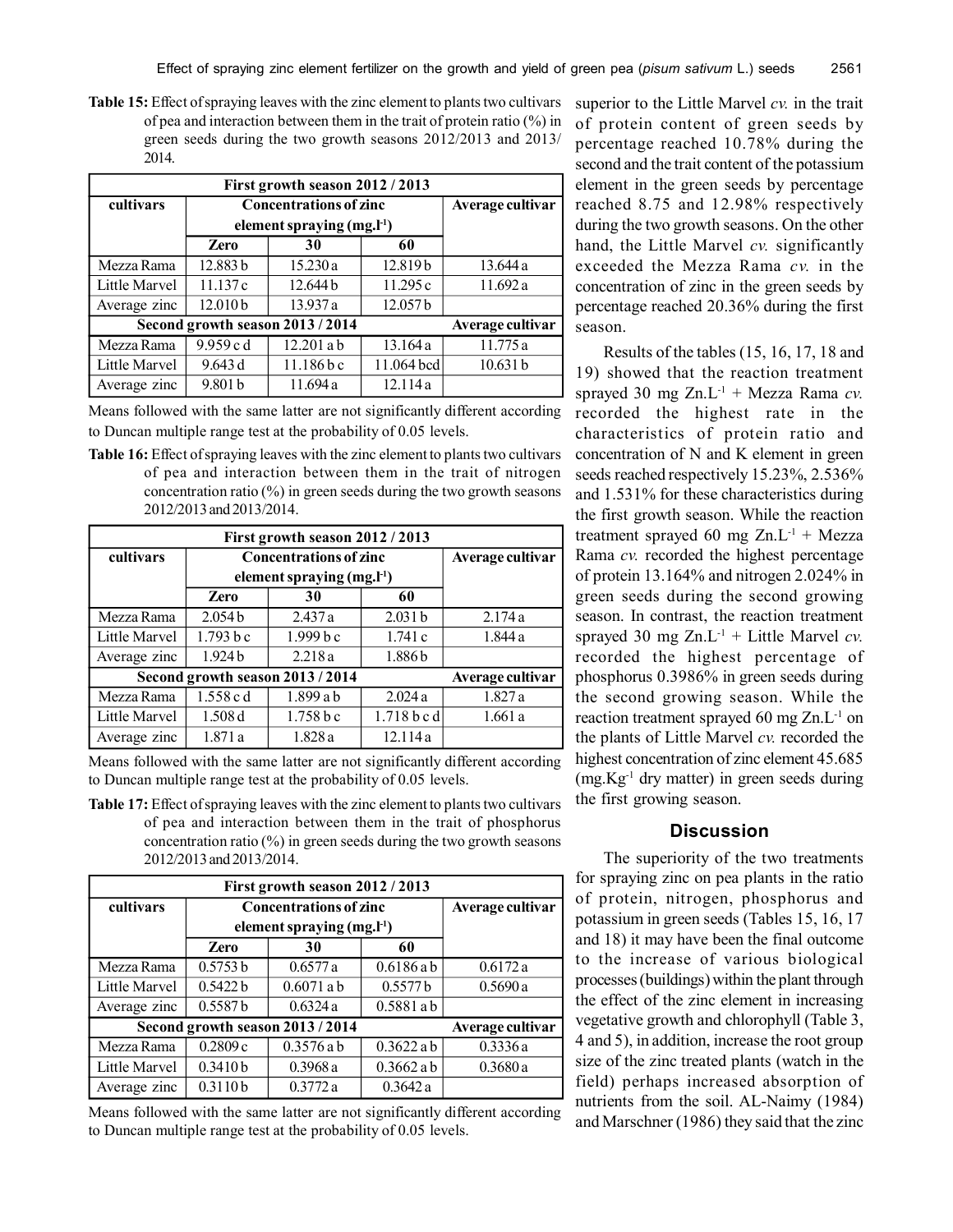**Table 15:** Effect of spraying leaves with the zinc element to plants two cultivars of pea and interaction between them in the trait of protein ratio (%) in green seeds during the two growth seasons 2012/2013 and 2013/2014.

| First growth season 2012 / 2013 | | | | |
|---|---|---|---|---|
| cultivars | Concentrations of zinc element spraying ($mg.l^{-1}$) | | | Average cultivar |
| | Zero | 30 | 60 | |
| Mezza Rama | 12.883 b | 15.230 a | 12.819 b | 13.644 a |
| Little Marvel | 11.137 c | 12.644 b | 11.295 c | 11.692 a |
| Average zinc | 12.010 b | 13.937 a | 12.057 b | |
| **Second growth season 2013 / 2014** | | | | **Average cultivar** |
| Mezza Rama | 9.959 c d | 12.201 a b | 13.164 a | 11.775 a |
| Little Marvel | 9.643 d | 11.186 b c | 11.064 bcd | 10.631 b |
| Average zinc | 9.801 b | 11.694 a | 12.114 a | |

Means followed with the same latter are not significantly different according to Duncan multiple range test at the probability of 0.05 levels.

**Table 16:** Effect of spraying leaves with the zinc element to plants two cultivars of pea and interaction between them in the trait of nitrogen concentration ratio (%) in green seeds during the two growth seasons 2012/2013 and 2013/2014.

| First growth season 2012 / 2013 | | | | |
|---|---|---|---|---|
| cultivars | Concentrations of zinc element spraying ($mg.l^{-1}$) | | | Average cultivar |
| | Zero | 30 | 60 | |
| Mezza Rama | 2.054 b | 2.437 a | 2.031 b | 2.174 a |
| Little Marvel | 1.793 b c | 1.999 b c | 1.741 c | 1.844 a |
| Average zinc | 1.924 b | 2.218 a | 1.886 b | |
| **Second growth season 2013 / 2014** | | | | **Average cultivar** |
| Mezza Rama | 1.558 c d | 1.899 a b | 2.024 a | 1.827 a |
| Little Marvel | 1.508 d | 1.758 b c | 1.718 b c d | 1.661 a |
| Average zinc | 1.871 a | 1.828 a | 12.114 a | |

Means followed with the same latter are not significantly different according to Duncan multiple range test at the probability of 0.05 levels.

**Table 17:** Effect of spraying leaves with the zinc element to plants two cultivars of pea and interaction between them in the trait of phosphorus concentration ratio (%) in green seeds during the two growth seasons 2012/2013 and 2013/2014.

| First growth season 2012 / 2013 | | | | |
|---|---|---|---|---|
| cultivars | Concentrations of zinc element spraying ($mg.l^{-1}$) | | | Average cultivar |
| | Zero | 30 | 60 | |
| Mezza Rama | 0.5753 b | 0.6577 a | 0.6186 a b | 0.6172 a |
| Little Marvel | 0.5422 b | 0.6071 a b | 0.5577 b | 0.5690 a |
| Average zinc | 0.5587 b | 0.6324 a | 0.5881 a b | |
| **Second growth season 2013 / 2014** | | | | **Average cultivar** |
| Mezza Rama | 0.2809 c | 0.3576 a b | 0.3622 a b | 0.3336 a |
| Little Marvel | 0.3410 b | 0.3968 a | 0.3662 a b | 0.3680 a |
| Average zinc | 0.3110 b | 0.3772 a | 0.3642 a | |

Means followed with the same latter are not significantly different according to Duncan multiple range test at the probability of 0.05 levels.

superior to the Little Marvel *cv.* in the trait of protein content of green seeds by percentage reached 10.78% during the second and the trait content of the potassium element in the green seeds by percentage reached 8.75 and 12.98% respectively during the two growth seasons. On the other hand, the Little Marvel *cv.* significantly exceeded the Mezza Rama *cv.* in the concentration of zinc in the green seeds by percentage reached 20.36% during the first season.

Results of the tables (15, 16, 17, 18 and 19) showed that the reaction treatment sprayed 30 mg $Zn.L^{-1}$ + Mezza Rama *cv.* recorded the highest rate in the characteristics of protein ratio and concentration of N and K element in green seeds reached respectively 15.23%, 2.536% and 1.531% for these characteristics during the first growth season. While the reaction treatment sprayed 60 mg $Zn.L^{-1}$ + Mezza Rama *cv.* recorded the highest percentage of protein 13.164% and nitrogen 2.024% in green seeds during the second growing season. In contrast, the reaction treatment sprayed 30 mg $Zn.L^{-1}$ + Little Marvel *cv.* recorded the highest percentage of phosphorus 0.3986% in green seeds during the second growing season. While the reaction treatment sprayed 60 mg $Zn.L^{-1}$ on the plants of Little Marvel *cv.* recorded the highest concentration of zinc element 45.685 ($mg.Kg^{-1}$ dry matter) in green seeds during the first growing season.

## Discussion

The superiority of the two treatments for spraying zinc on pea plants in the ratio of protein, nitrogen, phosphorus and potassium in green seeds (Tables 15, 16, 17 and 18) it may have been the final outcome to the increase of various biological processes (buildings) within the plant through the effect of the zinc element in increasing vegetative growth and chlorophyll (Table 3, 4 and 5), in addition, increase the root group size of the zinc treated plants (watch in the field) perhaps increased absorption of nutrients from the soil. AL-Naimy (1984) and Marschner (1986) they said that the zinc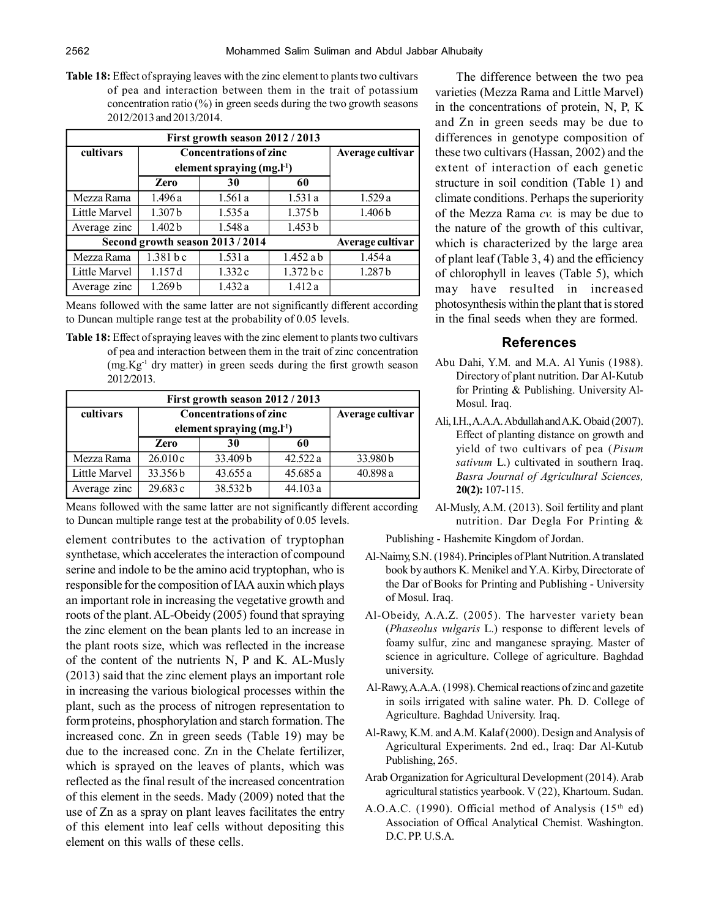**Table 18:** Effect of spraying leaves with the zinc element to plants two cultivars of pea and interaction between them in the trait of potassium concentration ratio (%) in green seeds during the two growth seasons 2012/2013 and 2013/2014.

| First growth season 2012 / 2013 | | | | |
|---|---|---|---|---|
| cultivars | Concentrations of zinc element spraying (mg.l$^{-1}$) | | | Average cultivar |
| | Zero | 30 | 60 | |
| Mezza Rama | 1.496 a | 1.561 a | 1.531 a | 1.529 a |
| Little Marvel | 1.307 b | 1.535 a | 1.375 b | 1.406 b |
| Average zinc | 1.402 b | 1.548 a | 1.453 b | |
| **Second growth season 2013 / 2014** | | | | **Average cultivar** |
| Mezza Rama | 1.381 b c | 1.531 a | 1.452 a b | 1.454 a |
| Little Marvel | 1.157 d | 1.332 c | 1.372 b c | 1.287 b |
| Average zinc | 1.269 b | 1.432 a | 1.412 a | |

Means followed with the same latter are not significantly different according to Duncan multiple range test at the probability of 0.05 levels.

**Table 18:** Effect of spraying leaves with the zinc element to plants two cultivars of pea and interaction between them in the trait of zinc concentration (mg.Kg$^{-1}$ dry matter) in green seeds during the first growth season 2012/2013.

| First growth season 2012 / 2013 | | | | |
|---|---|---|---|---|
| cultivars | Concentrations of zinc element spraying (mg.l$^{-1}$) | | | Average cultivar |
| | Zero | 30 | 60 | |
| Mezza Rama | 26.010 c | 33.409 b | 42.522 a | 33.980 b |
| Little Marvel | 33.356 b | 43.655 a | 45.685 a | 40.898 a |
| Average zinc | 29.683 c | 38.532 b | 44.103 a | |

Means followed with the same latter are not significantly different according to Duncan multiple range test at the probability of 0.05 levels.

element contributes to the activation of tryptophan synthetase, which accelerates the interaction of compound serine and indole to be the amino acid tryptophan, who is responsible for the composition of IAA auxin which plays an important role in increasing the vegetative growth and roots of the plant. AL-Obeidy (2005) found that spraying the zinc element on the bean plants led to an increase in the plant roots size, which was reflected in the increase of the content of the nutrients N, P and K. AL-Musly (2013) said that the zinc element plays an important role in increasing the various biological processes within the plant, such as the process of nitrogen representation to form proteins, phosphorylation and starch formation. The increased conc. Zn in green seeds (Table 19) may be due to the increased conc. Zn in the Chelate fertilizer, which is sprayed on the leaves of plants, which was reflected as the final result of the increased concentration of this element in the seeds. Mady (2009) noted that the use of Zn as a spray on plant leaves facilitates the entry of this element into leaf cells without depositing this element on this walls of these cells.

The difference between the two pea varieties (Mezza Rama and Little Marvel) in the concentrations of protein, N, P, K and Zn in green seeds may be due to differences in genotype composition of these two cultivars (Hassan, 2002) and the extent of interaction of each genetic structure in soil condition (Table 1) and climate conditions. Perhaps the superiority of the Mezza Rama *cv.* is may be due to the nature of the growth of this cultivar, which is characterized by the large area of plant leaf (Table 3, 4) and the efficiency of chlorophyll in leaves (Table 5), which may have resulted in increased photosynthesis within the plant that is stored in the final seeds when they are formed.

## References

Abu Dahi, Y.M. and M.A. Al Yunis (1988). Directory of plant nutrition. Dar Al-Kutub for Printing & Publishing. University Al-Mosul. Iraq.

Ali, I.H., A.A.A. Abdullah and A.K. Obaid (2007). Effect of planting distance on growth and yield of two cultivars of pea (*Pisum sativum* L.) cultivated in southern Iraq. *Basra Journal of Agricultural Sciences,* **20(2):** 107-115.

Al-Musly, A.M. (2013). Soil fertility and plant nutrition. Dar Degla For Printing & Publishing - Hashemite Kingdom of Jordan.

Al-Naimy, S.N. (1984). Principles of Plant Nutrition. A translated book by authors K. Menikel and Y.A. Kirby, Directorate of the Dar of Books for Printing and Publishing - University of Mosul. Iraq.

Al-Obeidy, A.A.Z. (2005). The harvester variety bean (*Phaseolus vulgaris* L.) response to different levels of foamy sulfur, zinc and manganese spraying. Master of science in agriculture. College of agriculture. Baghdad university.

Al-Rawy, A.A.A. (1998). Chemical reactions of zinc and gazetite in soils irrigated with saline water. Ph. D. College of Agriculture. Baghdad University. Iraq.

Al-Rawy, K.M. and A.M. Kalaf (2000). Design and Analysis of Agricultural Experiments. 2nd ed., Iraq: Dar Al-Kutub Publishing, 265.

Arab Organization for Agricultural Development (2014). Arab agricultural statistics yearbook. V (22), Khartoum. Sudan.

A.O.A.C. (1990). Official method of Analysis (15$^{th}$ ed) Association of Offical Analytical Chemist. Washington. D.C. PP. U.S.A.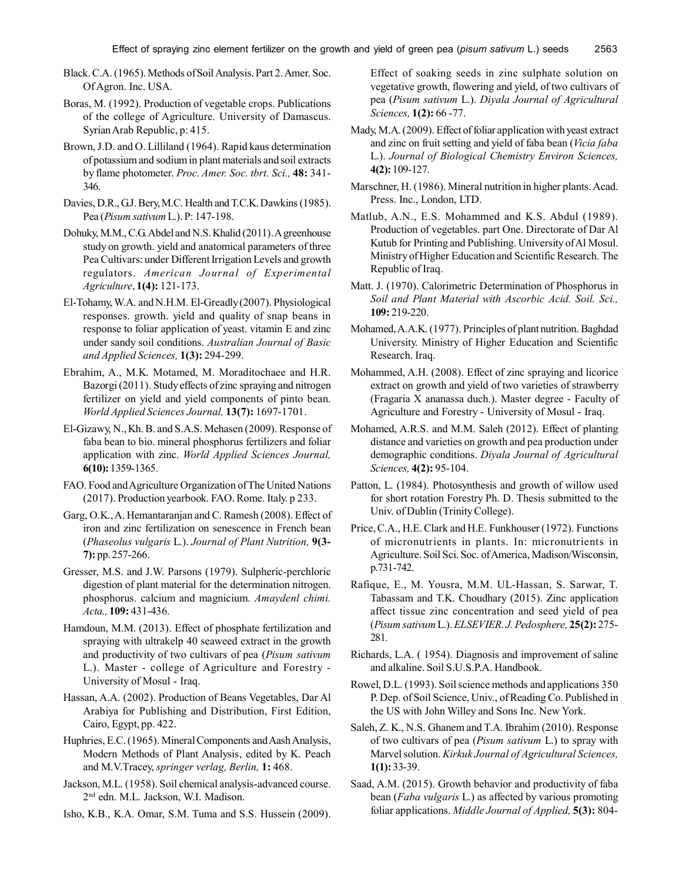Black. C.A. (1965). Methods of Soil Analysis. Part 2. Amer. Soc. Of Agron. Inc. USA.

Boras, M. (1992). Production of vegetable crops. Publications of the college of Agriculture. University of Damascus. Syrian Arab Republic, p: 415.

Brown, J.D. and O. Lilliland (1964). Rapid kaus determination of potassium and sodium in plant materials and soil extracts by flame photometer. *Proc. Amer. Soc. tbrt. Sci.,* **48:** 341-346.

Davies, D.R., G.J. Bery, M.C. Health and T.C.K. Dawkins (1985). Pea (*Pisum sativum* L.). P: 147-198.

Dohuky, M.M., C.G. Abdel and N.S. Khalid (2011). A greenhouse study on growth. yield and anatomical parameters of three Pea Cultivars: under Different Irrigation Levels and growth regulators. *American Journal of Experimental Agriculture*, **1(4):** 121-173.

El-Tohamy, W.A. and N.H.M. El-Greadly (2007). Physiological responses. growth. yield and quality of snap beans in response to foliar application of yeast. vitamin E and zinc under sandy soil conditions. *Australian Journal of Basic and Applied Sciences,* **1(3):** 294-299.

Ebrahim, A., M.K. Motamed, M. Moraditochaee and H.R. Bazorgi (2011). Study effects of zinc spraying and nitrogen fertilizer on yield and yield components of pinto bean. *World Applied Sciences Journal,* **13(7):** 1697-1701.

El-Gizawy, N., Kh. B. and S.A.S. Mehasen (2009). Response of faba bean to bio. mineral phosphorus fertilizers and foliar application with zinc. *World Applied Sciences Journal,* **6(10):** 1359-1365.

FAO. Food and Agriculture Organization of The United Nations (2017). Production yearbook. FAO. Rome. Italy. p 233.

Garg, O.K., A. Hemantaranjan and C. Ramesh (2008). Effect of iron and zinc fertilization on senescence in French bean (*Phaseolus vulgaris* L.). *Journal of Plant Nutrition,* **9(3-7):** pp. 257-266.

Gresser, M.S. and J.W. Parsons (1979). Sulpheric-perchloric digestion of plant material for the determination nitrogen. phosphorus. calcium and magnicium. *Amaydenl chimi. Acta.,* **109:** 431-436.

Hamdoun, M.M. (2013). Effect of phosphate fertilization and spraying with ultrakelp 40 seaweed extract in the growth and productivity of two cultivars of pea (*Pisum sativum* L.). Master - college of Agriculture and Forestry - University of Mosul - Iraq.

Hassan, A.A. (2002). Production of Beans Vegetables, Dar Al Arabiya for Publishing and Distribution, First Edition, Cairo, Egypt, pp. 422.

Huphries, E.C. (1965). Mineral Components and Aash Analysis, Modern Methods of Plant Analysis, edited by K. Peach and M.V.Tracey, *springer verlag, Berlin,* **1:** 468.

Jackson, M.L. (1958). Soil chemical analysis-advanced course. 2nd edn. M.L. Jackson, W.I. Madison.

Isho, K.B., K.A. Omar, S.M. Tuma and S.S. Hussein (2009). Effect of soaking seeds in zinc sulphate solution on vegetative growth, flowering and yield, of two cultivars of pea (*Pisum sativum* L.). *Diyala Journal of Agricultural Sciences,* **1(2):** 66 -77.

Mady, M.A. (2009). Effect of foliar application with yeast extract and zinc on fruit setting and yield of faba bean (*Vicia faba* L.). *Journal of Biological Chemistry Environ Sciences,* **4(2):** 109-127.

Marschner, H. (1986). Mineral nutrition in higher plants. Acad. Press. Inc., London, LTD.

Matlub, A.N., E.S. Mohammed and K.S. Abdul (1989). Production of vegetables. part One. Directorate of Dar Al Kutub for Printing and Publishing. University of Al Mosul. Ministry of Higher Education and Scientific Research. The Republic of Iraq.

Matt. J. (1970). Calorimetric Determination of Phosphorus in *Soil and Plant Material with Ascorbic Acid. Soil. Sci.,* **109:** 219-220.

Mohamed, A.A.K. (1977). Principles of plant nutrition. Baghdad University. Ministry of Higher Education and Scientific Research. Iraq.

Mohammed, A.H. (2008). Effect of zinc spraying and licorice extract on growth and yield of two varieties of strawberry (Fragaria X ananassa duch.). Master degree - Faculty of Agriculture and Forestry - University of Mosul - Iraq.

Mohamed, A.R.S. and M.M. Saleh (2012). Effect of planting distance and varieties on growth and pea production under demographic conditions. *Diyala Journal of Agricultural Sciences,* **4(2):** 95-104.

Patton, L. (1984). Photosynthesis and growth of willow used for short rotation Forestry Ph. D. Thesis submitted to the Univ. of Dublin (Trinity College).

Price, C.A., H.E. Clark and H.E. Funkhouser (1972). Functions of micronutrients in plants. In: micronutrients in Agriculture. Soil Sci. Soc. of America, Madison/Wisconsin, p.731-742.

Rafique, E., M. Yousra, M.M. UL-Hassan, S. Sarwar, T. Tabassam and T.K. Choudhary (2015). Zinc application affect tissue zinc concentration and seed yield of pea (*Pisum sativum* L.). *ELSEVIER. J. Pedosphere,* **25(2):** 275-281.

Richards, L.A. ( 1954). Diagnosis and improvement of saline and alkaline. Soil S.U.S.P.A. Handbook.

Rowel, D.L. (1993). Soil science methods and applications 350 P. Dep. of Soil Science, Univ., of Reading Co. Published in the US with John Willey and Sons Inc. New York.

Saleh, Z. K., N.S. Ghanem and T.A. Ibrahim (2010). Response of two cultivars of pea (*Pisum sativum* L.) to spray with Marvel solution. *Kirkuk Journal of Agricultural Sciences,* **1(1):** 33-39.

Saad, A.M. (2015). Growth behavior and productivity of faba bean (*Faba vulgaris* L.) as affected by various promoting foliar applications. *Middle Journal of Applied,* **5(3):** 804-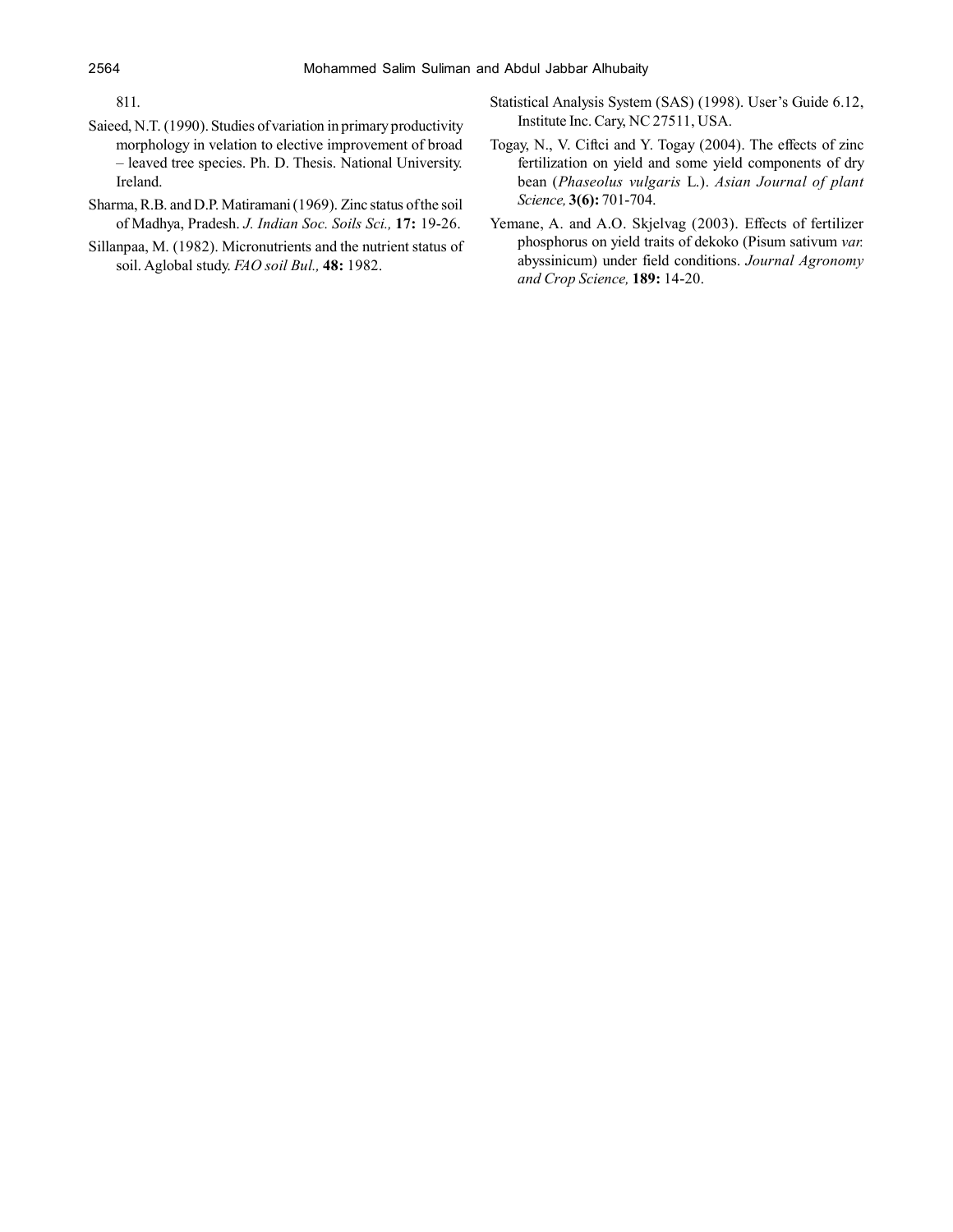811.

Saieed, N.T. (1990). Studies of variation in primary productivity morphology in velation to elective improvement of broad – leaved tree species. Ph. D. Thesis. National University. Ireland.

Sharma, R.B. and D.P. Matiramani (1969). Zinc status of the soil of Madhya, Pradesh. *J. Indian Soc. Soils Sci.,* **17:** 19-26.

Sillanpaa, M. (1982). Micronutrients and the nutrient status of soil. Aglobal study. *FAO soil Bul.,* **48:** 1982.

Statistical Analysis System (SAS) (1998). User's Guide 6.12, Institute Inc. Cary, NC 27511, USA.

Togay, N., V. Ciftci and Y. Togay (2004). The effects of zinc fertilization on yield and some yield components of dry bean (*Phaseolus vulgaris* L.). *Asian Journal of plant Science,* **3(6):** 701-704.

Yemane, A. and A.O. Skjelvag (2003). Effects of fertilizer phosphorus on yield traits of dekoko (Pisum sativum *var.* abyssinicum) under field conditions. *Journal Agronomy and Crop Science,* **189:** 14-20.